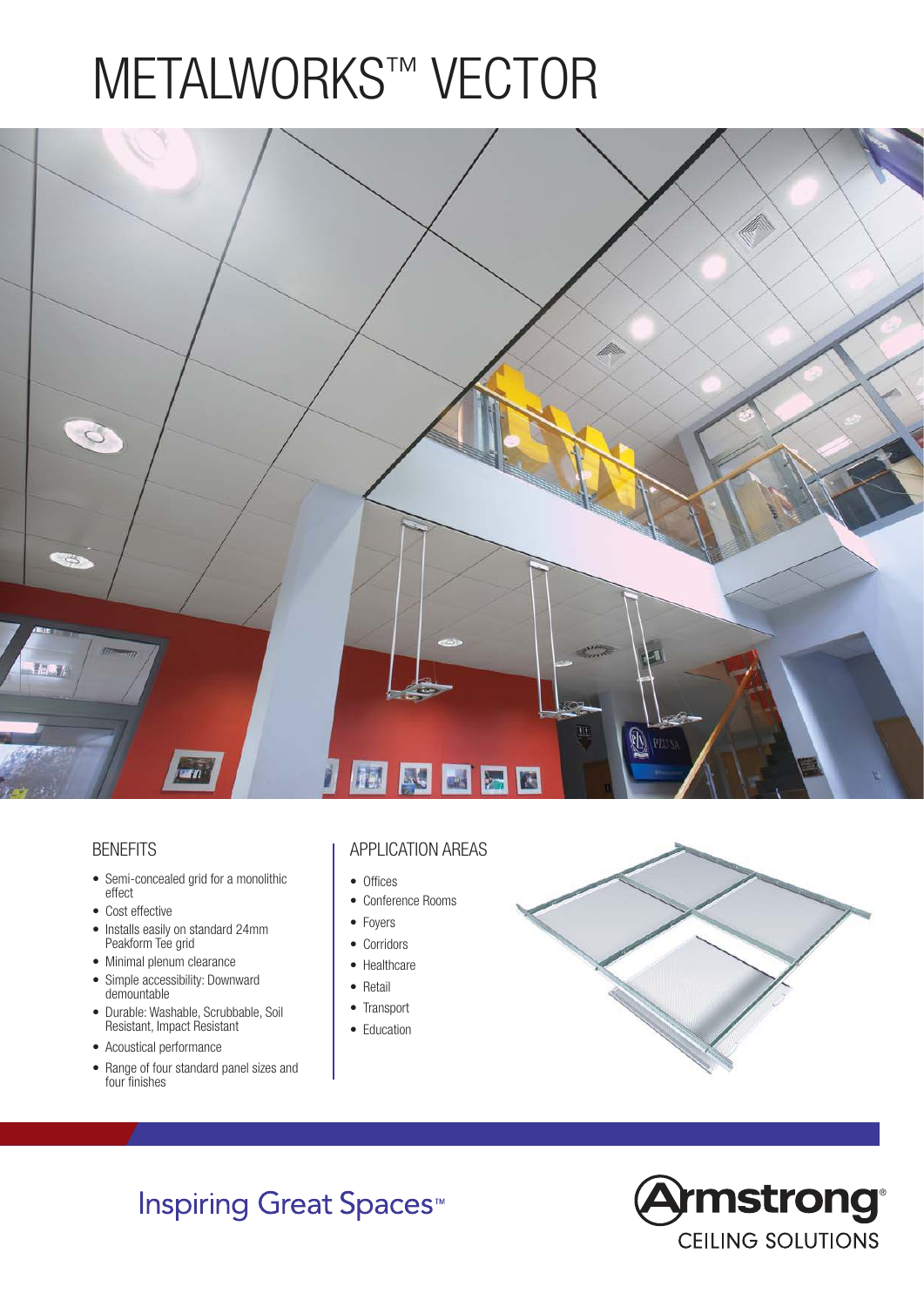# METALWORKS™ VECTOR

## BENEFITS

- Semi-concealed grid for a monolithic effect
- Cost effective
- Installs easily on standard 24mm Peakform Tee grid
- Minimal plenum clearance
- Simple accessibility: Downward demountable
- Durable: Washable, Scrubbable, Soil Resistant, Impact Resistant
- Acoustical performance
- Range of four standard panel sizes and four finishes

## APPLICATION AREAS

- Offices
- Conference Rooms
- Foyers
- Corridors
- Healthcare
- Retail
- Transport
- Education

Inspiring Great Spaces™

Armstrong® CEILING SOLUTIONS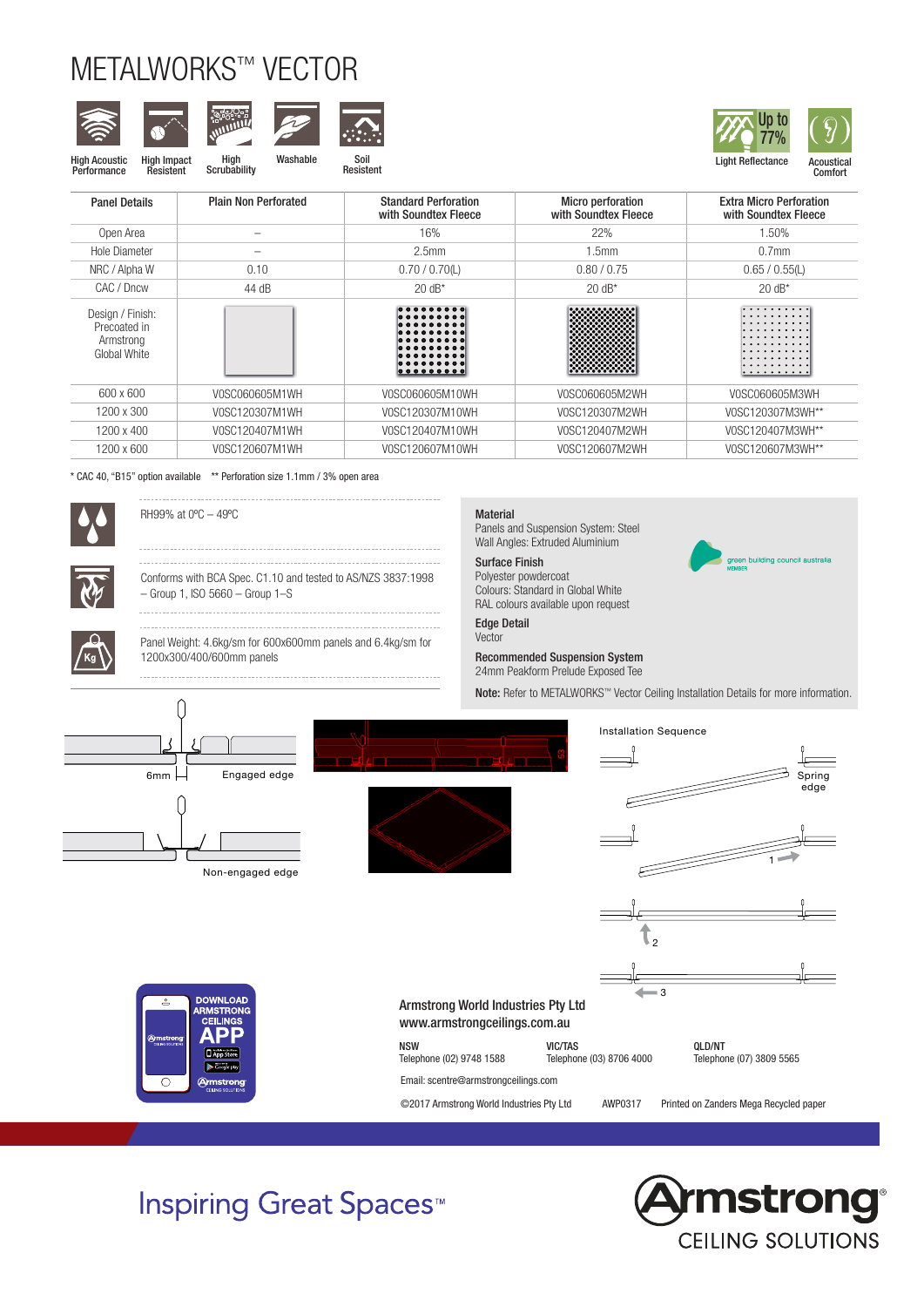# METALWORKS™ VECTOR

High Acoustic Performance · High Impact Resistent · High Scrubability · Washable · Soil Resistent

Up to 77% Light Reflectance · Acoustical Comfort

| Panel Details | Plain Non Perforated | Standard Perforation with Soundtex Fleece | Micro perforation with Soundtex Fleece | Extra Micro Perforation with Soundtex Fleece |
|---|---|---|---|---|
| Open Area | – | 16% | 22% | 1.50% |
| Hole Diameter | – | 2.5mm | 1.5mm | 0.7mm |
| NRC / Alpha W | 0.10 | 0.70 / 0.70(L) | 0.80 / 0.75 | 0.65 / 0.55(L) |
| CAC / Dncw | 44 dB | 20 dB* | 20 dB* | 20 dB* |
| Design / Finish: Precoated in Armstrong Global White | | | | |
| 600 x 600 | V0SC060605M1WH | V0SC060605M10WH | V0SC060605M2WH | V0SC060605M3WH |
| 1200 x 300 | V0SC120307M1WH | V0SC120307M10WH | V0SC120307M2WH | V0SC120307M3WH** |
| 1200 x 400 | V0SC120407M1WH | V0SC120407M10WH | V0SC120407M2WH | V0SC120407M3WH** |
| 1200 x 600 | V0SC120607M1WH | V0SC120607M10WH | V0SC120607M2WH | V0SC120607M3WH** |

\* CAC 40, "B15" option available ** Perforation size 1.1mm / 3% open area

RH99% at 0ºC – 49ºC

Conforms with BCA Spec. C1.10 and tested to AS/NZS 3837:1998 – Group 1, ISO 5660 – Group 1–S

Panel Weight: 4.6kg/sm for 600x600mm panels and 6.4kg/sm for 1200x300/400/600mm panels

**Material**
Panels and Suspension System: Steel
Wall Angles: Extruded Aluminium

**Surface Finish**
Polyester powdercoat
Colours: Standard in Global White
RAL colours available upon request

**Edge Detail**
Vector

**Recommended Suspension System**
24mm Peakform Prelude Exposed Tee

green building council australia MEMBER

**Note:** Refer to METALWORKS™ Vector Ceiling Installation Details for more information.

6mm Engaged edge

Non-engaged edge

Installation Sequence

Spring edge

1

2

3

DOWNLOAD ARMSTRONG CEILINGS APP

**Armstrong World Industries Pty Ltd**
**www.armstrongceilings.com.au**

| NSW | VIC/TAS | QLD/NT |
|---|---|---|
| Telephone (02) 9748 1588 | Telephone (03) 8706 4000 | Telephone (07) 3809 5565 |

Email: scentre@armstrongceilings.com

©2017 Armstrong World Industries Pty Ltd AWP0317 Printed on Zanders Mega Recycled paper

Inspiring Great Spaces™

Armstrong® CEILING SOLUTIONS